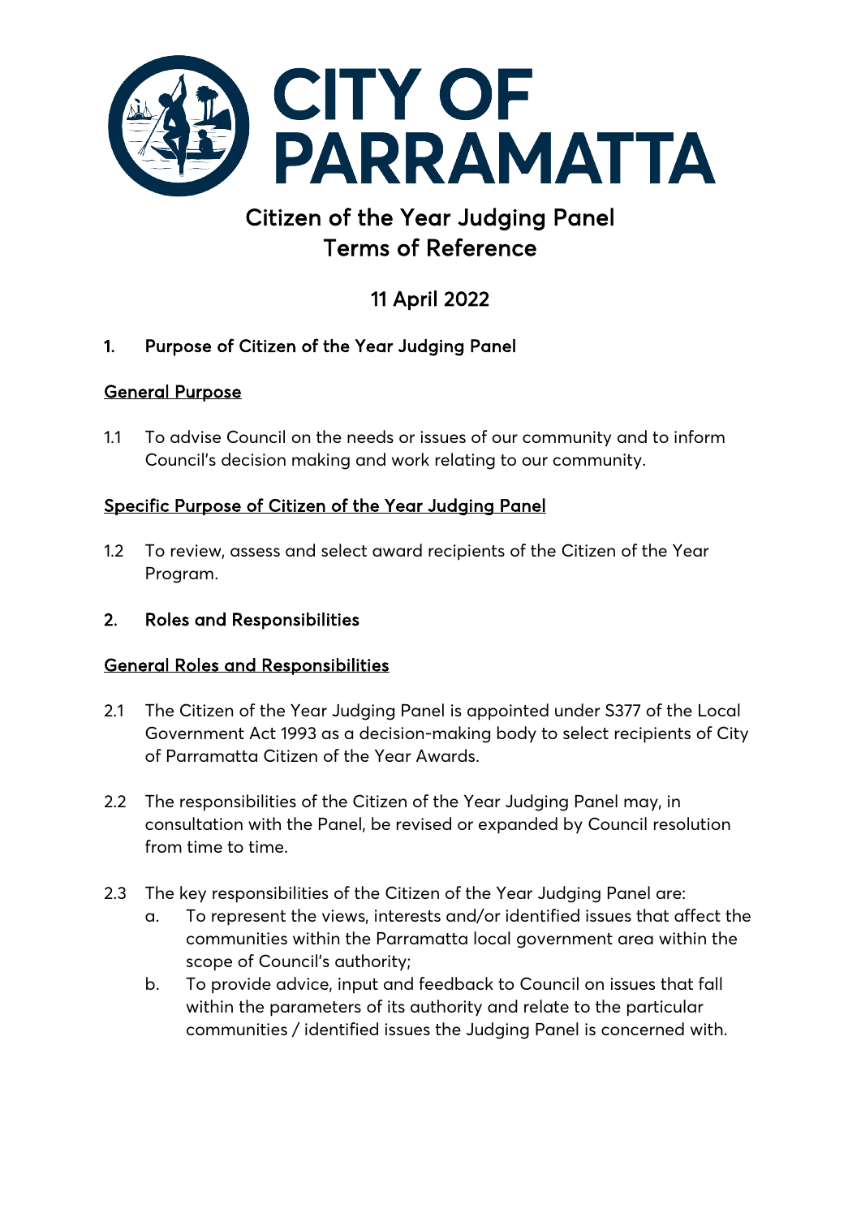# CITY OF PARRAMATTA

# Citizen of the Year Judging Panel Terms of Reference

## 11 April 2022

## 1. Purpose of Citizen of the Year Judging Panel

**General Purpose**

1.1 To advise Council on the needs or issues of our community and to inform Council's decision making and work relating to our community.

**Specific Purpose of Citizen of the Year Judging Panel**

1.2 To review, assess and select award recipients of the Citizen of the Year Program.

## 2. Roles and Responsibilities

**General Roles and Responsibilities**

2.1 The Citizen of the Year Judging Panel is appointed under S377 of the Local Government Act 1993 as a decision-making body to select recipients of City of Parramatta Citizen of the Year Awards.

2.2 The responsibilities of the Citizen of the Year Judging Panel may, in consultation with the Panel, be revised or expanded by Council resolution from time to time.

2.3 The key responsibilities of the Citizen of the Year Judging Panel are:

a. To represent the views, interests and/or identified issues that affect the communities within the Parramatta local government area within the scope of Council's authority;

b. To provide advice, input and feedback to Council on issues that fall within the parameters of its authority and relate to the particular communities / identified issues the Judging Panel is concerned with.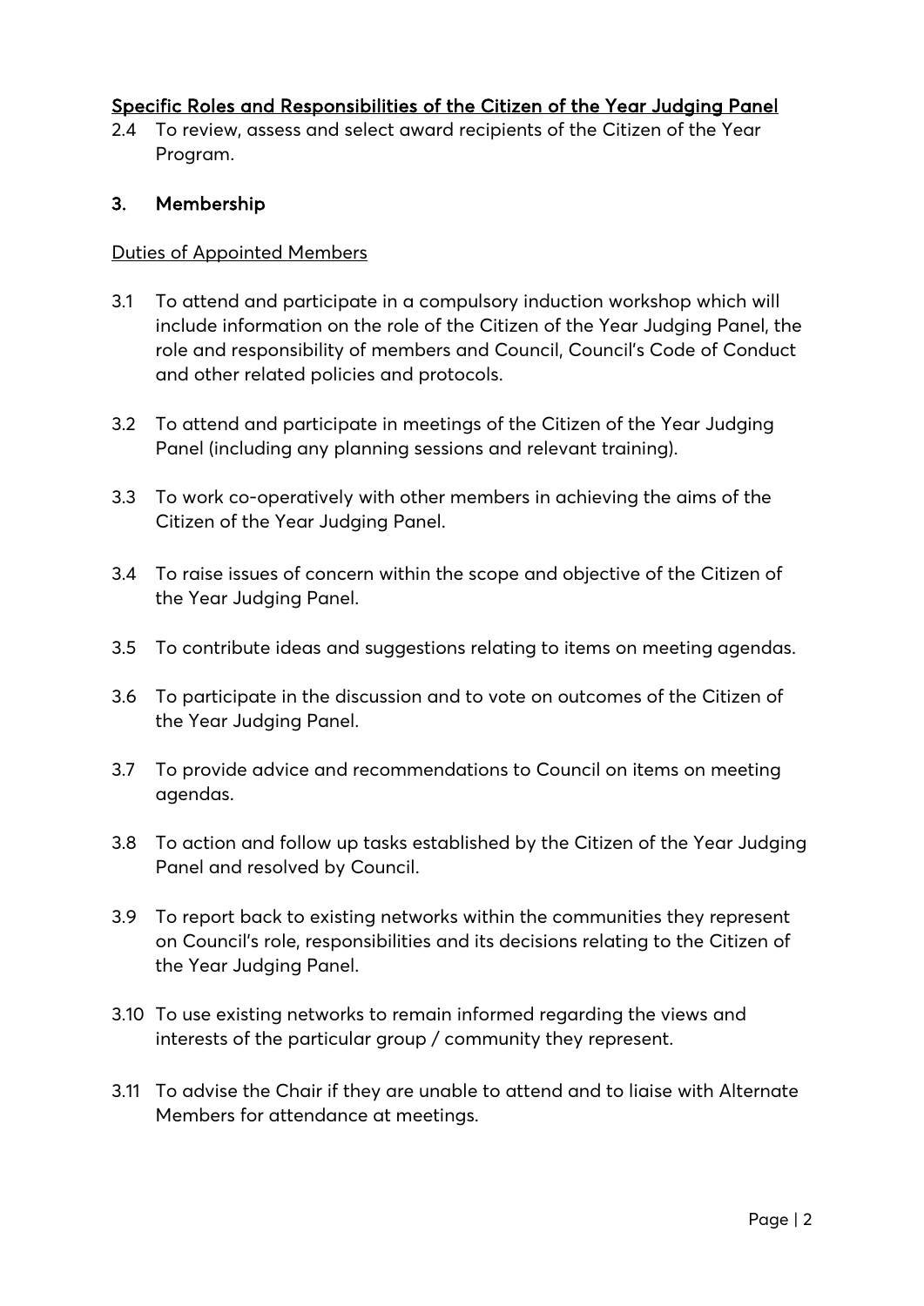<u>Specific Roles and Responsibilities of the Citizen of the Year Judging Panel</u>

2.4 To review, assess and select award recipients of the Citizen of the Year Program.

## 3. Membership

<u>Duties of Appointed Members</u>

3.1 To attend and participate in a compulsory induction workshop which will include information on the role of the Citizen of the Year Judging Panel, the role and responsibility of members and Council, Council's Code of Conduct and other related policies and protocols.

3.2 To attend and participate in meetings of the Citizen of the Year Judging Panel (including any planning sessions and relevant training).

3.3 To work co-operatively with other members in achieving the aims of the Citizen of the Year Judging Panel.

3.4 To raise issues of concern within the scope and objective of the Citizen of the Year Judging Panel.

3.5 To contribute ideas and suggestions relating to items on meeting agendas.

3.6 To participate in the discussion and to vote on outcomes of the Citizen of the Year Judging Panel.

3.7 To provide advice and recommendations to Council on items on meeting agendas.

3.8 To action and follow up tasks established by the Citizen of the Year Judging Panel and resolved by Council.

3.9 To report back to existing networks within the communities they represent on Council's role, responsibilities and its decisions relating to the Citizen of the Year Judging Panel.

3.10 To use existing networks to remain informed regarding the views and interests of the particular group / community they represent.

3.11 To advise the Chair if they are unable to attend and to liaise with Alternate Members for attendance at meetings.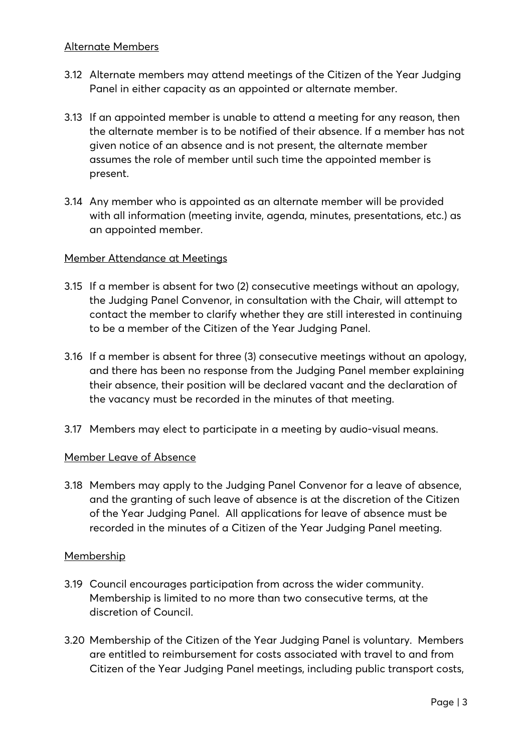Alternate Members

3.12 Alternate members may attend meetings of the Citizen of the Year Judging Panel in either capacity as an appointed or alternate member.

3.13 If an appointed member is unable to attend a meeting for any reason, then the alternate member is to be notified of their absence. If a member has not given notice of an absence and is not present, the alternate member assumes the role of member until such time the appointed member is present.

3.14 Any member who is appointed as an alternate member will be provided with all information (meeting invite, agenda, minutes, presentations, etc.) as an appointed member.

Member Attendance at Meetings

3.15 If a member is absent for two (2) consecutive meetings without an apology, the Judging Panel Convenor, in consultation with the Chair, will attempt to contact the member to clarify whether they are still interested in continuing to be a member of the Citizen of the Year Judging Panel.

3.16 If a member is absent for three (3) consecutive meetings without an apology, and there has been no response from the Judging Panel member explaining their absence, their position will be declared vacant and the declaration of the vacancy must be recorded in the minutes of that meeting.

3.17 Members may elect to participate in a meeting by audio-visual means.

Member Leave of Absence

3.18 Members may apply to the Judging Panel Convenor for a leave of absence, and the granting of such leave of absence is at the discretion of the Citizen of the Year Judging Panel. All applications for leave of absence must be recorded in the minutes of a Citizen of the Year Judging Panel meeting.

Membership

3.19 Council encourages participation from across the wider community. Membership is limited to no more than two consecutive terms, at the discretion of Council.

3.20 Membership of the Citizen of the Year Judging Panel is voluntary. Members are entitled to reimbursement for costs associated with travel to and from Citizen of the Year Judging Panel meetings, including public transport costs,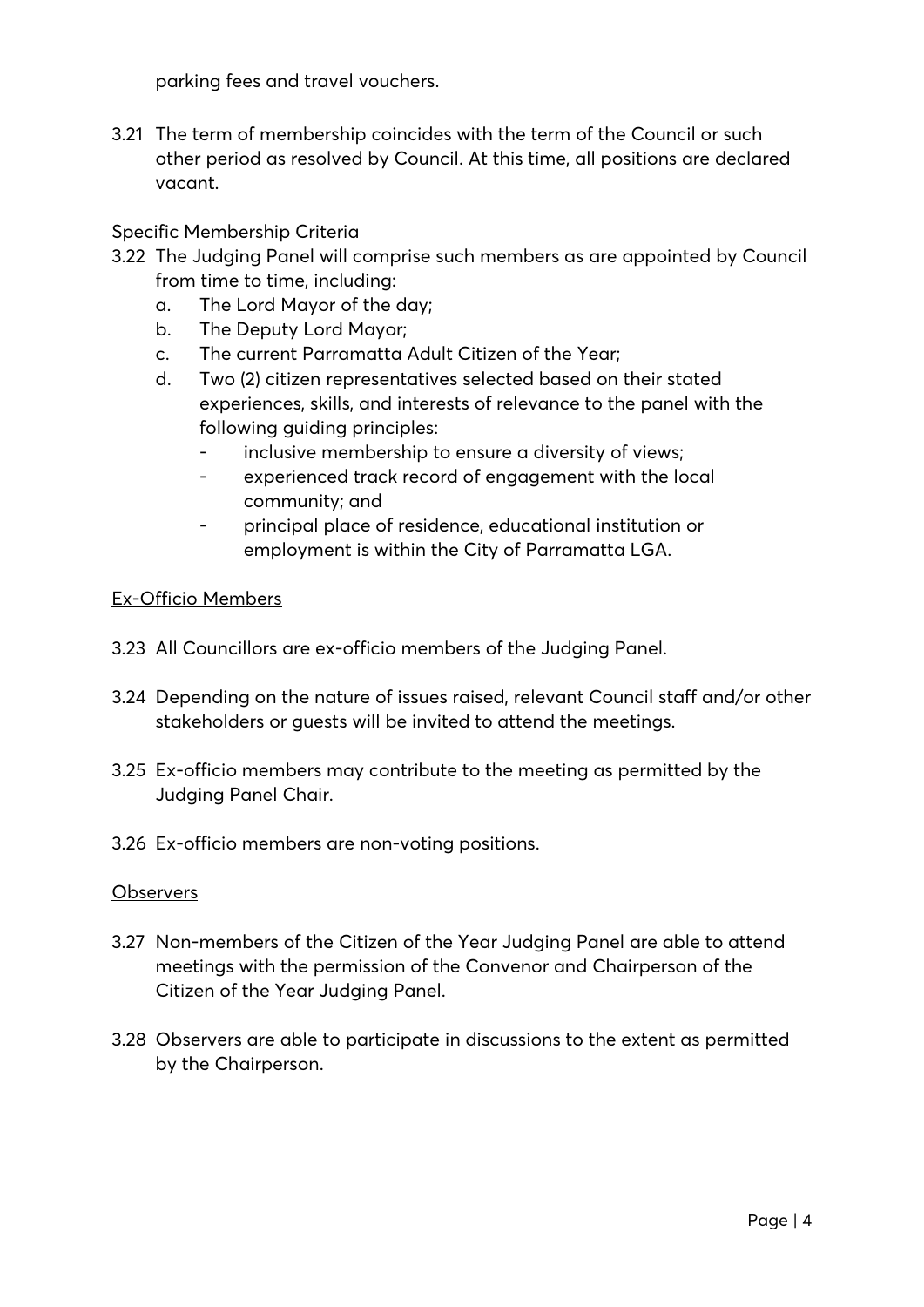parking fees and travel vouchers.

3.21 The term of membership coincides with the term of the Council or such other period as resolved by Council. At this time, all positions are declared vacant.

<u>Specific Membership Criteria</u>

3.22 The Judging Panel will comprise such members as are appointed by Council from time to time, including:

   a. The Lord Mayor of the day;
   b. The Deputy Lord Mayor;
   c. The current Parramatta Adult Citizen of the Year;
   d. Two (2) citizen representatives selected based on their stated experiences, skills, and interests of relevance to the panel with the following guiding principles:
      - inclusive membership to ensure a diversity of views;
      - experienced track record of engagement with the local community; and
      - principal place of residence, educational institution or employment is within the City of Parramatta LGA.

<u>Ex-Officio Members</u>

3.23 All Councillors are ex-officio members of the Judging Panel.

3.24 Depending on the nature of issues raised, relevant Council staff and/or other stakeholders or guests will be invited to attend the meetings.

3.25 Ex-officio members may contribute to the meeting as permitted by the Judging Panel Chair.

3.26 Ex-officio members are non-voting positions.

<u>Observers</u>

3.27 Non-members of the Citizen of the Year Judging Panel are able to attend meetings with the permission of the Convenor and Chairperson of the Citizen of the Year Judging Panel.

3.28 Observers are able to participate in discussions to the extent as permitted by the Chairperson.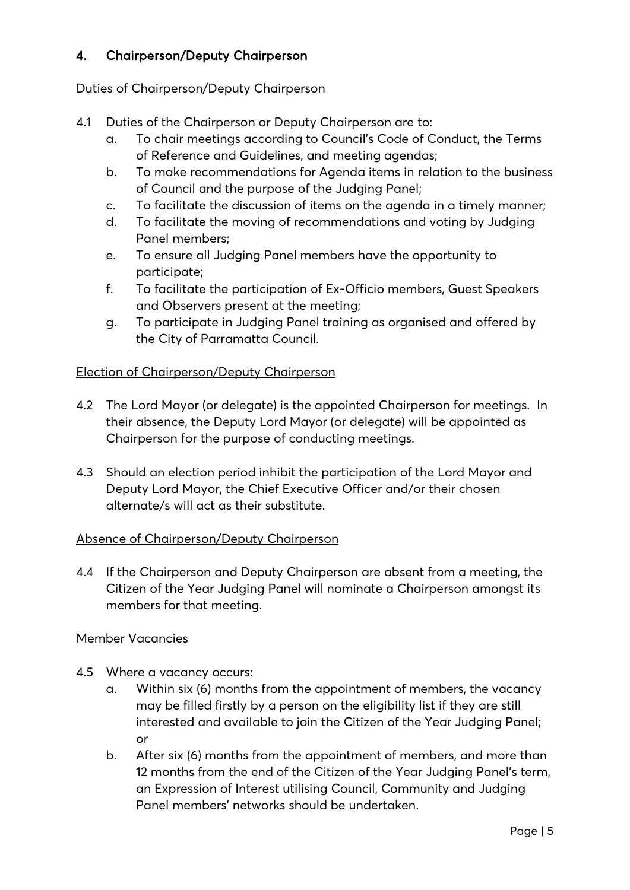## 4. Chairperson/Deputy Chairperson

<u>Duties of Chairperson/Deputy Chairperson</u>

4.1 Duties of the Chairperson or Deputy Chairperson are to:

a. To chair meetings according to Council's Code of Conduct, the Terms of Reference and Guidelines, and meeting agendas;
b. To make recommendations for Agenda items in relation to the business of Council and the purpose of the Judging Panel;
c. To facilitate the discussion of items on the agenda in a timely manner;
d. To facilitate the moving of recommendations and voting by Judging Panel members;
e. To ensure all Judging Panel members have the opportunity to participate;
f. To facilitate the participation of Ex-Officio members, Guest Speakers and Observers present at the meeting;
g. To participate in Judging Panel training as organised and offered by the City of Parramatta Council.

<u>Election of Chairperson/Deputy Chairperson</u>

4.2 The Lord Mayor (or delegate) is the appointed Chairperson for meetings. In their absence, the Deputy Lord Mayor (or delegate) will be appointed as Chairperson for the purpose of conducting meetings.

4.3 Should an election period inhibit the participation of the Lord Mayor and Deputy Lord Mayor, the Chief Executive Officer and/or their chosen alternate/s will act as their substitute.

<u>Absence of Chairperson/Deputy Chairperson</u>

4.4 If the Chairperson and Deputy Chairperson are absent from a meeting, the Citizen of the Year Judging Panel will nominate a Chairperson amongst its members for that meeting.

<u>Member Vacancies</u>

4.5 Where a vacancy occurs:

a. Within six (6) months from the appointment of members, the vacancy may be filled firstly by a person on the eligibility list if they are still interested and available to join the Citizen of the Year Judging Panel; or
b. After six (6) months from the appointment of members, and more than 12 months from the end of the Citizen of the Year Judging Panel's term, an Expression of Interest utilising Council, Community and Judging Panel members' networks should be undertaken.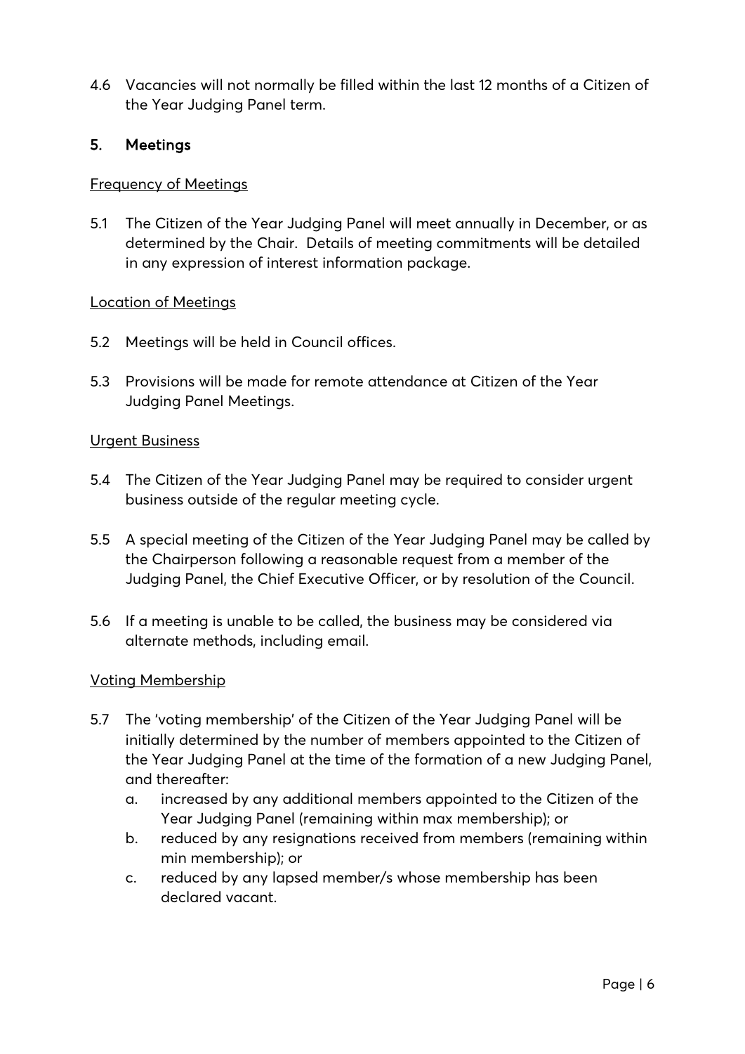4.6 Vacancies will not normally be filled within the last 12 months of a Citizen of the Year Judging Panel term.

## 5. Meetings

<u>Frequency of Meetings</u>

5.1 The Citizen of the Year Judging Panel will meet annually in December, or as determined by the Chair. Details of meeting commitments will be detailed in any expression of interest information package.

<u>Location of Meetings</u>

5.2 Meetings will be held in Council offices.

5.3 Provisions will be made for remote attendance at Citizen of the Year Judging Panel Meetings.

<u>Urgent Business</u>

5.4 The Citizen of the Year Judging Panel may be required to consider urgent business outside of the regular meeting cycle.

5.5 A special meeting of the Citizen of the Year Judging Panel may be called by the Chairperson following a reasonable request from a member of the Judging Panel, the Chief Executive Officer, or by resolution of the Council.

5.6 If a meeting is unable to be called, the business may be considered via alternate methods, including email.

<u>Voting Membership</u>

5.7 The 'voting membership' of the Citizen of the Year Judging Panel will be initially determined by the number of members appointed to the Citizen of the Year Judging Panel at the time of the formation of a new Judging Panel, and thereafter:

   a. increased by any additional members appointed to the Citizen of the Year Judging Panel (remaining within max membership); or
   b. reduced by any resignations received from members (remaining within min membership); or
   c. reduced by any lapsed member/s whose membership has been declared vacant.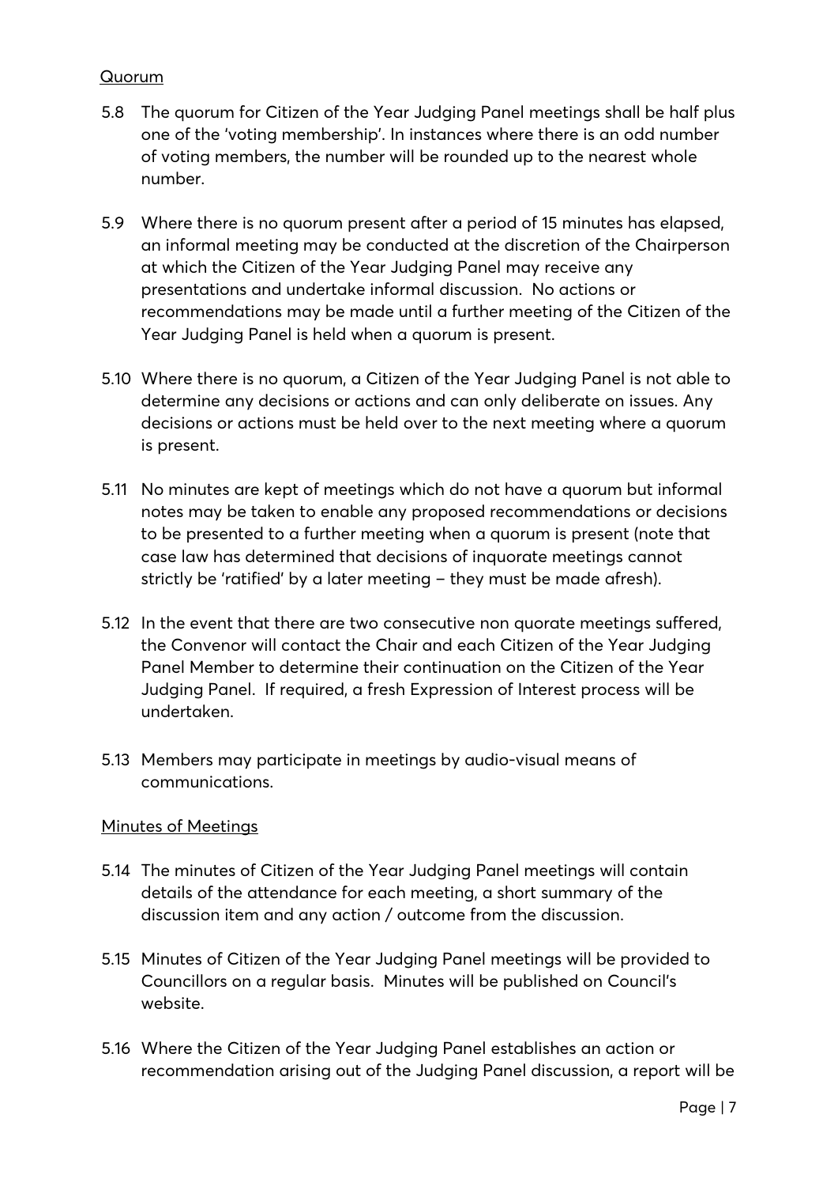Quorum

5.8 The quorum for Citizen of the Year Judging Panel meetings shall be half plus one of the 'voting membership'. In instances where there is an odd number of voting members, the number will be rounded up to the nearest whole number.

5.9 Where there is no quorum present after a period of 15 minutes has elapsed, an informal meeting may be conducted at the discretion of the Chairperson at which the Citizen of the Year Judging Panel may receive any presentations and undertake informal discussion. No actions or recommendations may be made until a further meeting of the Citizen of the Year Judging Panel is held when a quorum is present.

5.10 Where there is no quorum, a Citizen of the Year Judging Panel is not able to determine any decisions or actions and can only deliberate on issues. Any decisions or actions must be held over to the next meeting where a quorum is present.

5.11 No minutes are kept of meetings which do not have a quorum but informal notes may be taken to enable any proposed recommendations or decisions to be presented to a further meeting when a quorum is present (note that case law has determined that decisions of inquorate meetings cannot strictly be 'ratified' by a later meeting – they must be made afresh).

5.12 In the event that there are two consecutive non quorate meetings suffered, the Convenor will contact the Chair and each Citizen of the Year Judging Panel Member to determine their continuation on the Citizen of the Year Judging Panel. If required, a fresh Expression of Interest process will be undertaken.

5.13 Members may participate in meetings by audio-visual means of communications.

Minutes of Meetings

5.14 The minutes of Citizen of the Year Judging Panel meetings will contain details of the attendance for each meeting, a short summary of the discussion item and any action / outcome from the discussion.

5.15 Minutes of Citizen of the Year Judging Panel meetings will be provided to Councillors on a regular basis. Minutes will be published on Council's website.

5.16 Where the Citizen of the Year Judging Panel establishes an action or recommendation arising out of the Judging Panel discussion, a report will be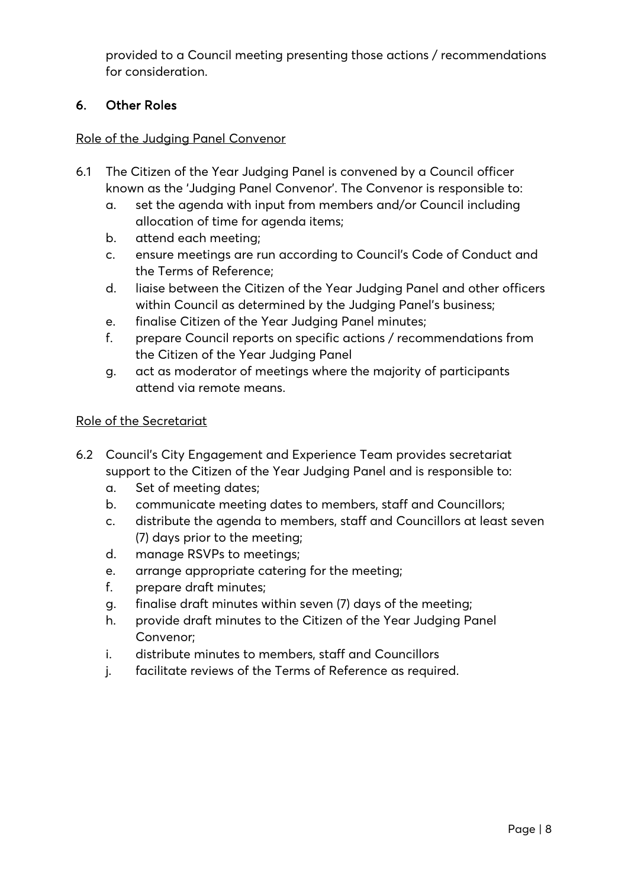provided to a Council meeting presenting those actions / recommendations for consideration.

## 6. Other Roles

Role of the Judging Panel Convenor

6.1 The Citizen of the Year Judging Panel is convened by a Council officer known as the 'Judging Panel Convenor'. The Convenor is responsible to:

- a. set the agenda with input from members and/or Council including allocation of time for agenda items;
- b. attend each meeting;
- c. ensure meetings are run according to Council's Code of Conduct and the Terms of Reference;
- d. liaise between the Citizen of the Year Judging Panel and other officers within Council as determined by the Judging Panel's business;
- e. finalise Citizen of the Year Judging Panel minutes;
- f. prepare Council reports on specific actions / recommendations from the Citizen of the Year Judging Panel
- g. act as moderator of meetings where the majority of participants attend via remote means.

Role of the Secretariat

6.2 Council's City Engagement and Experience Team provides secretariat support to the Citizen of the Year Judging Panel and is responsible to:

- a. Set of meeting dates;
- b. communicate meeting dates to members, staff and Councillors;
- c. distribute the agenda to members, staff and Councillors at least seven (7) days prior to the meeting;
- d. manage RSVPs to meetings;
- e. arrange appropriate catering for the meeting;
- f. prepare draft minutes;
- g. finalise draft minutes within seven (7) days of the meeting;
- h. provide draft minutes to the Citizen of the Year Judging Panel Convenor;
- i. distribute minutes to members, staff and Councillors
- j. facilitate reviews of the Terms of Reference as required.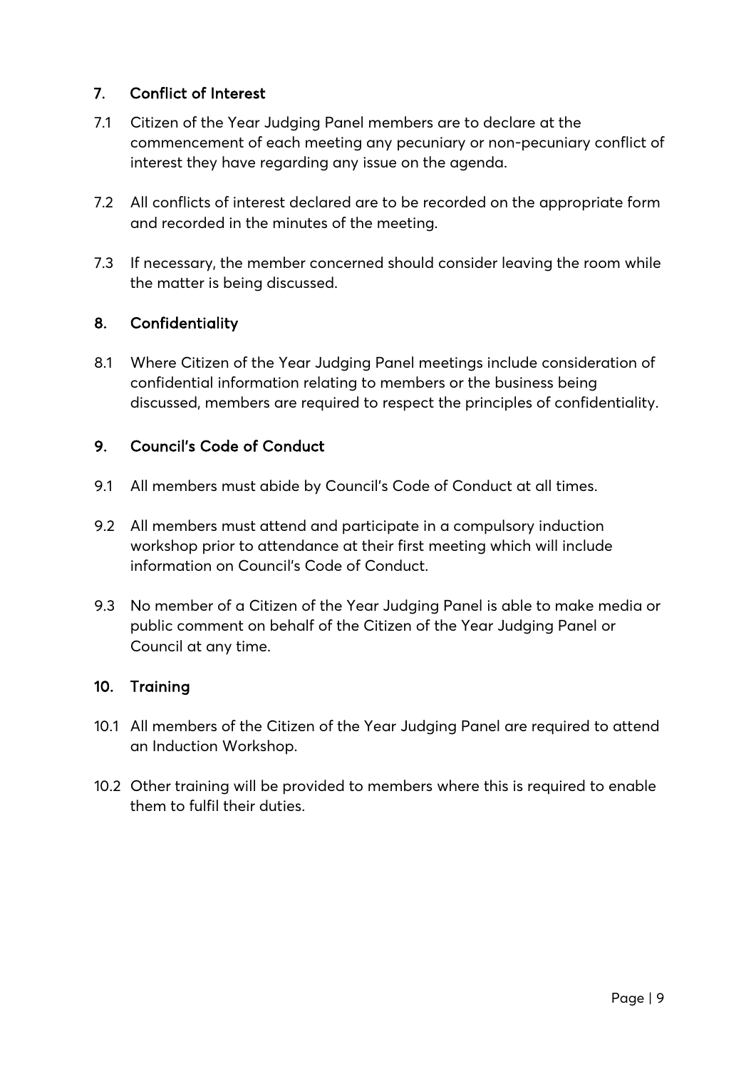## 7. Conflict of Interest

7.1 Citizen of the Year Judging Panel members are to declare at the commencement of each meeting any pecuniary or non-pecuniary conflict of interest they have regarding any issue on the agenda.

7.2 All conflicts of interest declared are to be recorded on the appropriate form and recorded in the minutes of the meeting.

7.3 If necessary, the member concerned should consider leaving the room while the matter is being discussed.

## 8. Confidentiality

8.1 Where Citizen of the Year Judging Panel meetings include consideration of confidential information relating to members or the business being discussed, members are required to respect the principles of confidentiality.

## 9. Council's Code of Conduct

9.1 All members must abide by Council's Code of Conduct at all times.

9.2 All members must attend and participate in a compulsory induction workshop prior to attendance at their first meeting which will include information on Council's Code of Conduct.

9.3 No member of a Citizen of the Year Judging Panel is able to make media or public comment on behalf of the Citizen of the Year Judging Panel or Council at any time.

## 10. Training

10.1 All members of the Citizen of the Year Judging Panel are required to attend an Induction Workshop.

10.2 Other training will be provided to members where this is required to enable them to fulfil their duties.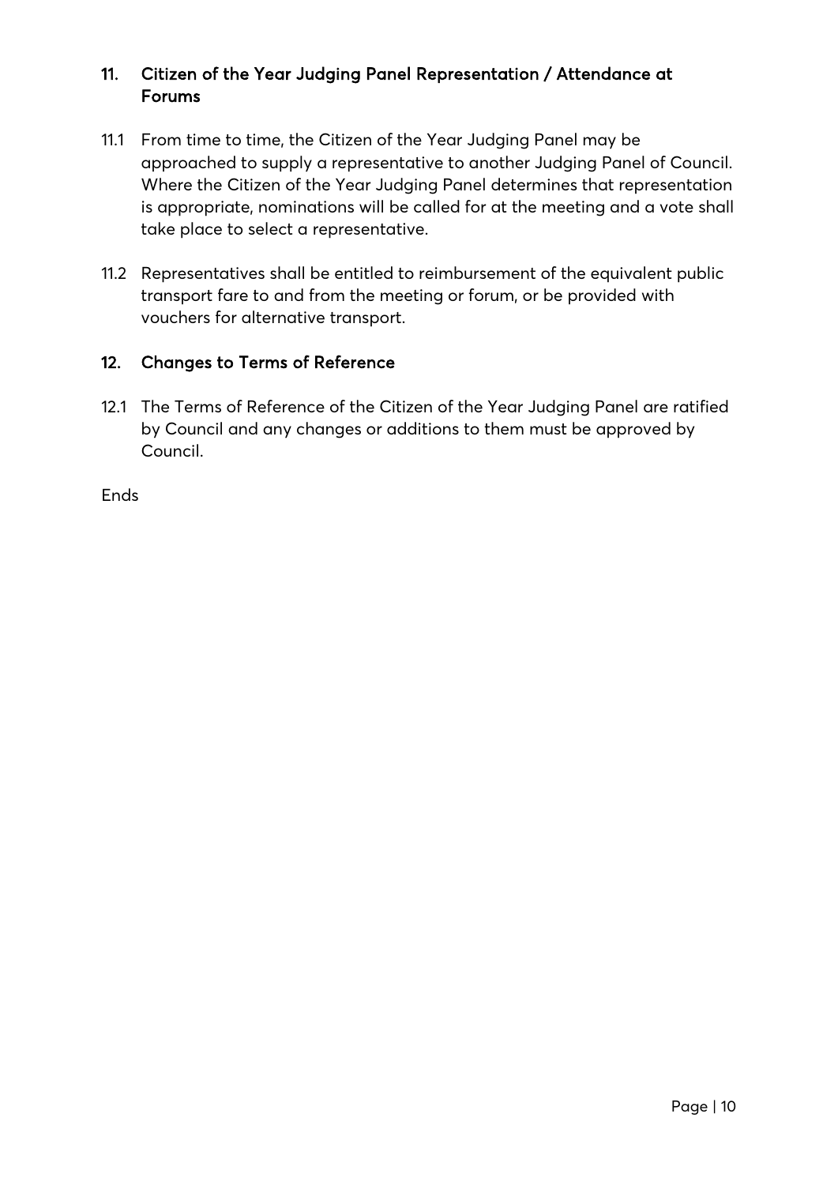## 11. Citizen of the Year Judging Panel Representation / Attendance at Forums

11.1 From time to time, the Citizen of the Year Judging Panel may be approached to supply a representative to another Judging Panel of Council. Where the Citizen of the Year Judging Panel determines that representation is appropriate, nominations will be called for at the meeting and a vote shall take place to select a representative.

11.2 Representatives shall be entitled to reimbursement of the equivalent public transport fare to and from the meeting or forum, or be provided with vouchers for alternative transport.

## 12. Changes to Terms of Reference

12.1 The Terms of Reference of the Citizen of the Year Judging Panel are ratified by Council and any changes or additions to them must be approved by Council.

Ends